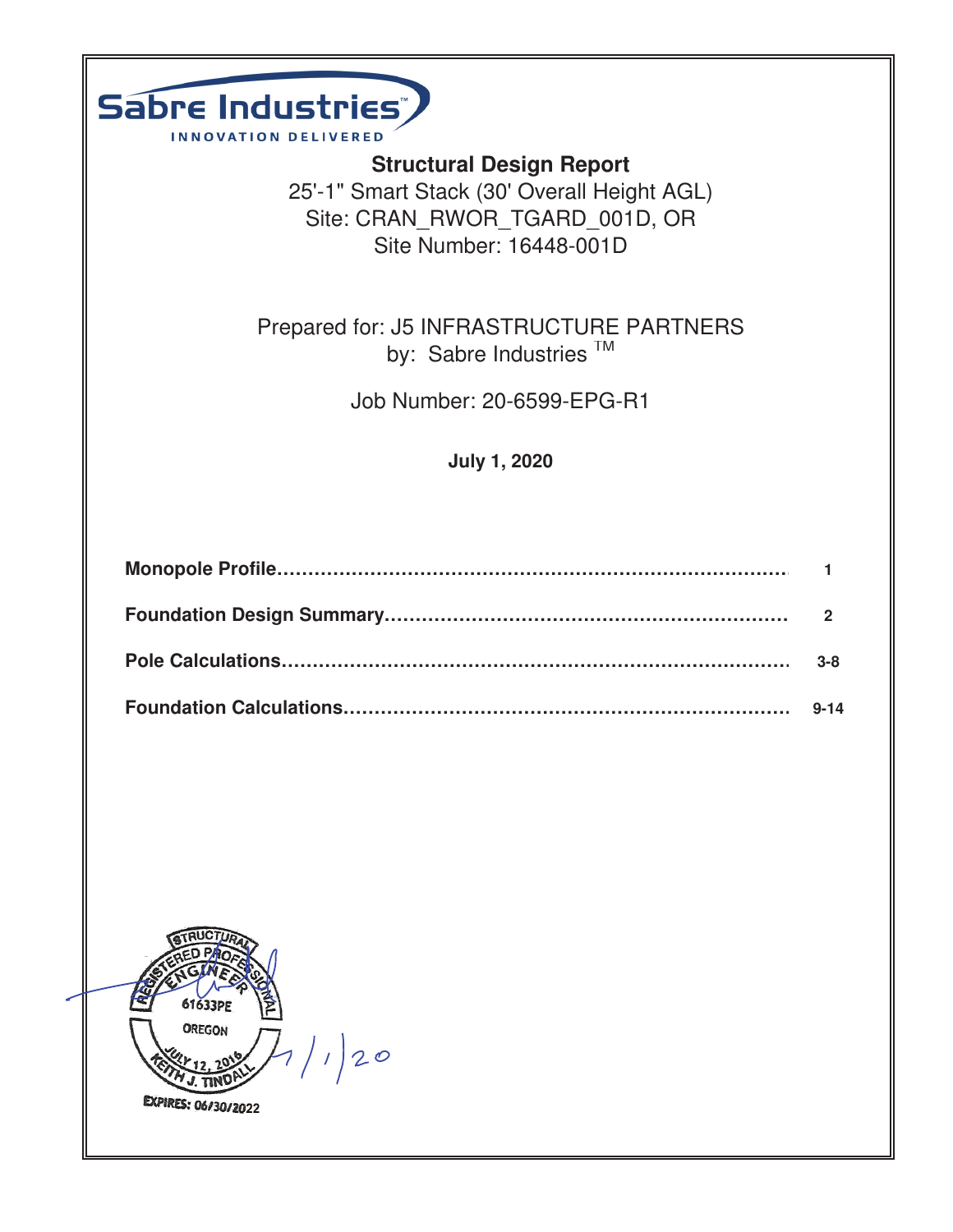Sabre Industries™

INNOVATION DELIVERED

# Structural Design Report

25'-1" Smart Stack (30' Overall Height AGL)
Site: CRAN_RWOR_TGARD_001D, OR
Site Number: 16448-001D

Prepared for: J5 INFRASTRUCTURE PARTNERS
by: Sabre Industries ™

Job Number: 20-6599-EPG-R1

**July 1, 2020**

| | |
|---|---|
| **Monopole Profile** | **1** |
| **Foundation Design Summary** | **2** |
| **Pole Calculations** | **3-8** |
| **Foundation Calculations** | **9-14** |

STRUCTURAL REGISTERED PROFESSIONAL ENGINEER
61633PE
OREGON
JULY 12, 2016
KEITH J. TINDALL
EXPIRES: 06/30/2022

7/1/20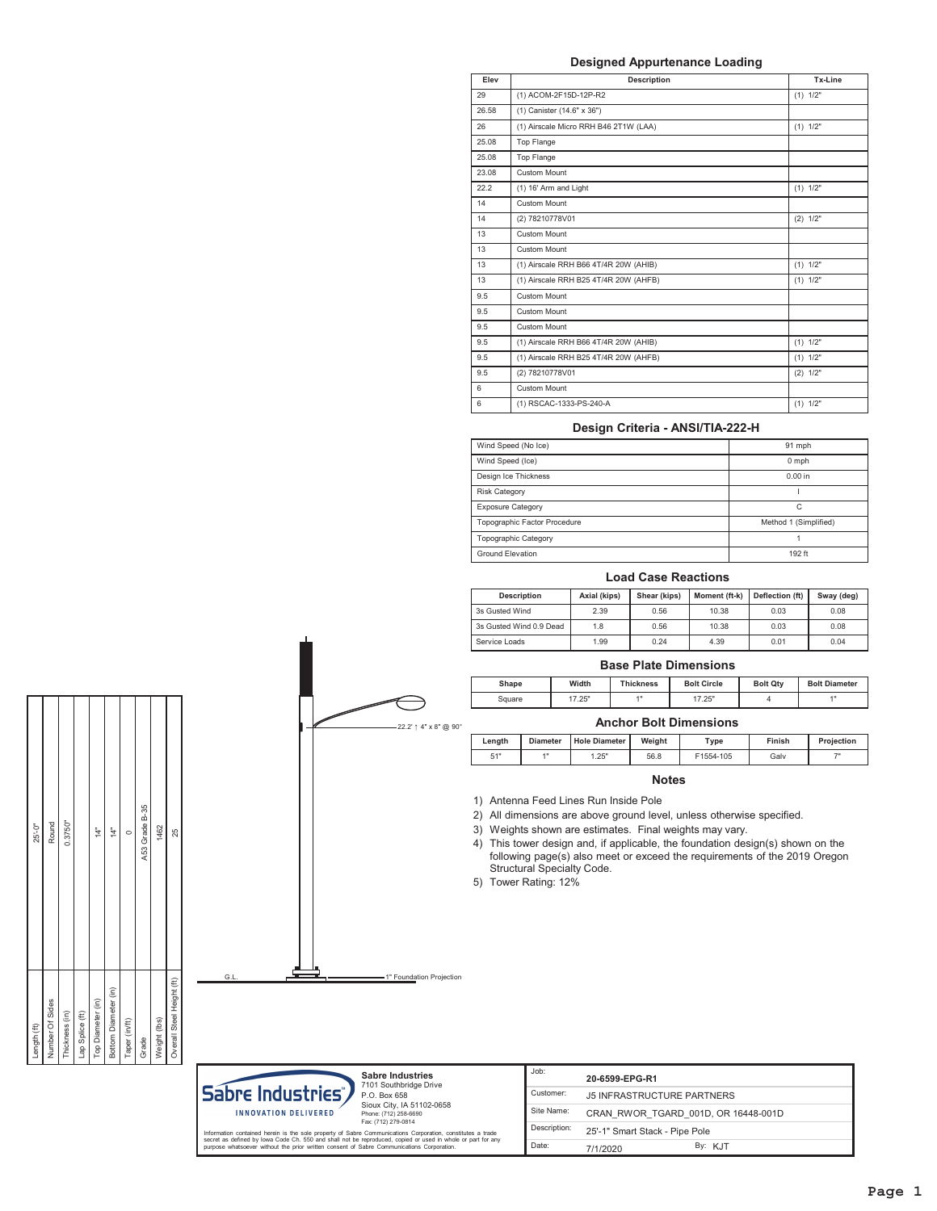## Designed Appurtenance Loading

| Elev | Description | Tx-Line |
|---|---|---|
| 29 | (1) ACOM-2F15D-12P-R2 | (1) 1/2" |
| 26.58 | (1) Canister (14.6" x 36") | |
| 26 | (1) Airscale Micro RRH B46 2T1W (LAA) | (1) 1/2" |
| 25.08 | Top Flange | |
| 25.08 | Top Flange | |
| 23.08 | Custom Mount | |
| 22.2 | (1) 16' Arm and Light | (1) 1/2" |
| 14 | Custom Mount | |
| 14 | (2) 78210778V01 | (2) 1/2" |
| 13 | Custom Mount | |
| 13 | Custom Mount | |
| 13 | (1) Airscale RRH B66 4T/4R 20W (AHIB) | (1) 1/2" |
| 13 | (1) Airscale RRH B25 4T/4R 20W (AHFB) | (1) 1/2" |
| 9.5 | Custom Mount | |
| 9.5 | Custom Mount | |
| 9.5 | Custom Mount | |
| 9.5 | (1) Airscale RRH B66 4T/4R 20W (AHIB) | (1) 1/2" |
| 9.5 | (1) Airscale RRH B25 4T/4R 20W (AHFB) | (1) 1/2" |
| 9.5 | (2) 78210778V01 | (2) 1/2" |
| 6 | Custom Mount | |
| 6 | (1) RSCAC-1333-PS-240-A | (1) 1/2" |

## Design Criteria - ANSI/TIA-222-H

| | |
|---|---|
| Wind Speed (No Ice) | 91 mph |
| Wind Speed (Ice) | 0 mph |
| Design Ice Thickness | 0.00 in |
| Risk Category | I |
| Exposure Category | C |
| Topographic Factor Procedure | Method 1 (Simplified) |
| Topographic Category | 1 |
| Ground Elevation | 192 ft |

## Load Case Reactions

| Description | Axial (kips) | Shear (kips) | Moment (ft-k) | Deflection (ft) | Sway (deg) |
|---|---|---|---|---|---|
| 3s Gusted Wind | 2.39 | 0.56 | 10.38 | 0.03 | 0.08 |
| 3s Gusted Wind 0.9 Dead | 1.8 | 0.56 | 10.38 | 0.03 | 0.08 |
| Service Loads | 1.99 | 0.24 | 4.39 | 0.01 | 0.04 |

## Base Plate Dimensions

| Shape | Width | Thickness | Bolt Circle | Bolt Qty | Bolt Diameter |
|---|---|---|---|---|---|
| Square | 17.25" | 1" | 17.25" | 4 | 1" |

## Anchor Bolt Dimensions

| Length | Diameter | Hole Diameter | Weight | Type | Finish | Projection |
|---|---|---|---|---|---|---|
| 51" | 1" | 1.25" | 56.8 | F1554-105 | Galv | 7" |

## Notes

1) Antenna Feed Lines Run Inside Pole
2) All dimensions are above ground level, unless otherwise specified.
3) Weights shown are estimates. Final weights may vary.
4) This tower design and, if applicable, the foundation design(s) shown on the following page(s) also meet or exceed the requirements of the 2019 Oregon Structural Specialty Code.
5) Tower Rating: 12%

| | |
|---|---|
| Length (ft) | 25'-0" |
| Number Of Sides | Round |
| Thickness (in) | 0.3750" |
| Lap Splice (ft) | |
| Top Diameter (in) | 14" |
| Bottom Diameter (in) | 14" |
| Taper (in/ft) | 0 |
| Grade | A53 Grade B-35 |
| Weight (lbs) | 1462 |
| Overall Steel Height (ft) | 25 |

22.2' ↑ 4" x 8" @ 90°

G.L.

1" Foundation Projection

**Sabre Industries**
7101 Southbridge Drive
P.O. Box 658
Sioux City, IA 51102-0658
Phone: (712) 258-6690
Fax: (712) 279-0814

Information contained herein is the sole property of Sabre Communications Corporation, constitutes a trade secret as defined by Iowa Code Ch. 550 and shall not be reproduced, copied or used in whole or part for any purpose whatsoever without the prior written consent of Sabre Communications Corporation.

| | |
|---|---|
| Job: | 20-6599-EPG-R1 |
| Customer: | J5 INFRASTRUCTURE PARTNERS |
| Site Name: | CRAN_RWOR_TGARD_001D, OR 16448-001D |
| Description: | 25'-1" Smart Stack - Pipe Pole |
| Date: | 7/1/2020 By: KJT |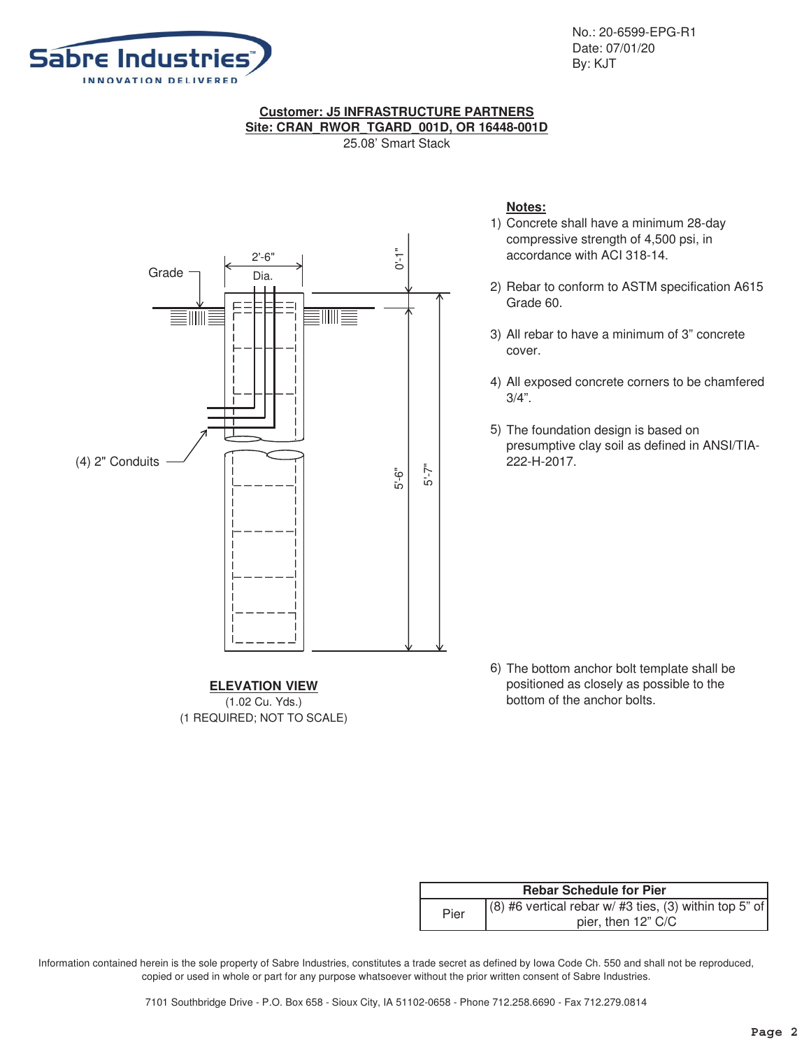No.: 20-6599-EPG-R1
Date: 07/01/20
By: KJT

**Customer: J5 INFRASTRUCTURE PARTNERS**
**Site: CRAN_RWOR_TGARD_001D, OR 16448-001D**
25.08' Smart Stack

Grade

2'-6"
Dia.

0'-1"

5'-6"

5'-7"

(4) 2" Conduits

**ELEVATION VIEW**
(1.02 Cu. Yds.)
(1 REQUIRED; NOT TO SCALE)

**Notes:**

1) Concrete shall have a minimum 28-day compressive strength of 4,500 psi, in accordance with ACI 318-14.
2) Rebar to conform to ASTM specification A615 Grade 60.
3) All rebar to have a minimum of 3" concrete cover.
4) All exposed concrete corners to be chamfered 3/4".
5) The foundation design is based on presumptive clay soil as defined in ANSI/TIA-222-H-2017.
6) The bottom anchor bolt template shall be positioned as closely as possible to the bottom of the anchor bolts.

| Rebar Schedule for Pier | |
|---|---|
| Pier | (8) #6 vertical rebar w/ #3 ties, (3) within top 5" of pier, then 12" C/C |

Information contained herein is the sole property of Sabre Industries, constitutes a trade secret as defined by Iowa Code Ch. 550 and shall not be reproduced, copied or used in whole or part for any purpose whatsoever without the prior written consent of Sabre Industries.

7101 Southbridge Drive - P.O. Box 658 - Sioux City, IA 51102-0658 - Phone 712.258.6690 - Fax 712.279.0814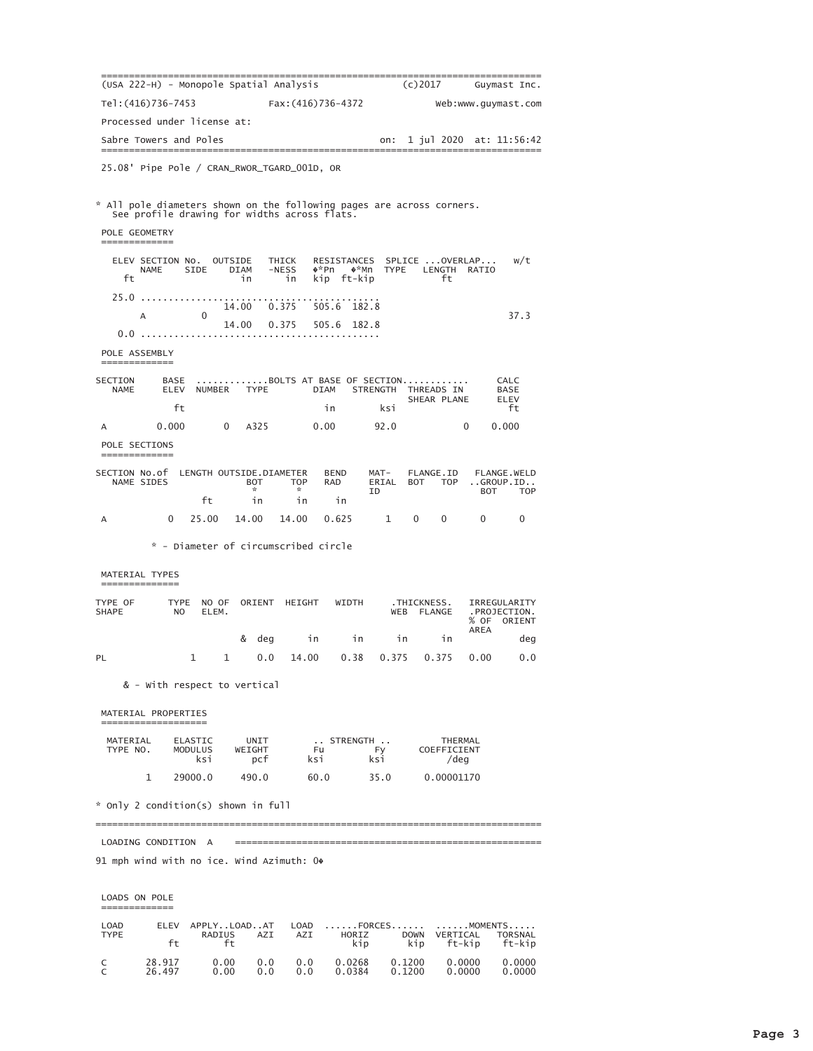(USA 222-H) - Monopole Spatial Analysis (c)2017 Guymast Inc.

Tel:(416)736-7453 Fax:(416)736-4372 Web:www.guymast.com

Processed under license at:

Sabre Towers and Poles on: 1 jul 2020 at: 11:56:42

25.08' Pipe Pole / CRAN_RWOR_TGARD_001D, OR

\* All pole diameters shown on the following pages are across corners.
See profile drawing for widths across flats.

## POLE GEOMETRY

| ELEV ft | SECTION NAME | No. SIDE | OUTSIDE DIAM in | THICK -NESS in | RESISTANCES ϕ*Pn kip | ϕ*Mn ft-kip | SPLICE TYPE | ...OVERLAP... LENGTH ft | RATIO | w/t |
|---|---|---|---|---|---|---|---|---|---|---|
| 25.0 | | | | | | | | | | |
| | | | 14.00 | 0.375 | 505.6 | 182.8 | | | | |
| | A | 0 | | | | | | | | 37.3 |
| | | | 14.00 | 0.375 | 505.6 | 182.8 | | | | |
| 0.0 | | | | | | | | | | |

## POLE ASSEMBLY

| SECTION NAME | BASE ELEV ft | NUMBER | TYPE | DIAM in | STRENGTH ksi | THREADS IN SHEAR PLANE | CALC BASE ELEV ft |
|---|---|---|---|---|---|---|---|
| A | 0.000 | 0 | A325 | 0.00 | 92.0 | 0 | 0.000 |

(Columns NUMBER through THREADS IN SHEAR PLANE: BOLTS AT BASE OF SECTION)

## POLE SECTIONS

| SECTION NAME | No.of SIDES | LENGTH ft | OUTSIDE.DIAMETER BOT * in | TOP * in | BEND RAD in | MAT-ERIAL ID | FLANGE.ID BOT | TOP | FLANGE.WELD ..GROUP.ID.. BOT | TOP |
|---|---|---|---|---|---|---|---|---|---|---|
| A | 0 | 25.00 | 14.00 | 14.00 | 0.625 | 1 | 0 | 0 | 0 | 0 |

\* - Diameter of circumscribed circle

## MATERIAL TYPES

| TYPE OF SHAPE | TYPE NO | NO OF ELEM. | ORIENT & deg | HEIGHT in | WIDTH in | .THICKNESS. WEB in | FLANGE in | IRREGULARITY .PROJECTION. % OF AREA | ORIENT deg |
|---|---|---|---|---|---|---|---|---|---|
| PL | 1 | 1 | 0.0 | 14.00 | 0.38 | 0.375 | 0.375 | 0.00 | 0.0 |

& - With respect to vertical

## MATERIAL PROPERTIES

| MATERIAL TYPE NO. | ELASTIC MODULUS ksi | UNIT WEIGHT pcf | .. STRENGTH .. Fu ksi | Fy ksi | THERMAL COEFFICIENT /deg |
|---|---|---|---|---|---|
| 1 | 29000.0 | 490.0 | 60.0 | 35.0 | 0.00001170 |

\* Only 2 condition(s) shown in full

## LOADING CONDITION A

91 mph wind with no ice. Wind Azimuth: 0♦

## LOADS ON POLE

| LOAD TYPE | ELEV ft | APPLY..LOAD..AT RADIUS ft | AZI | LOAD AZI | ......FORCES...... HORIZ kip | DOWN kip | ......MOMENTS..... VERTICAL ft-kip | TORSNAL ft-kip |
|---|---|---|---|---|---|---|---|---|
| C | 28.917 | 0.00 | 0.0 | 0.0 | 0.0268 | 0.1200 | 0.0000 | 0.0000 |
| C | 26.497 | 0.00 | 0.0 | 0.0 | 0.0384 | 0.1200 | 0.0000 | 0.0000 |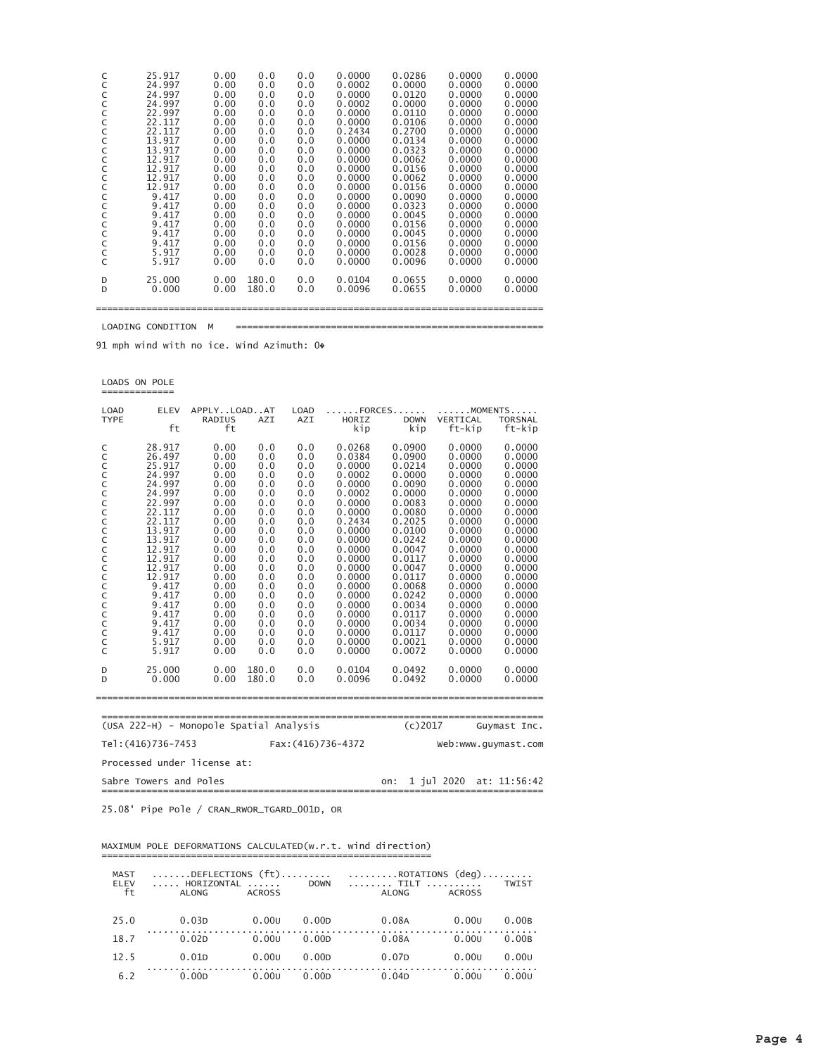| LOAD TYPE | ELEV ft | APPLY..LOAD..AT RADIUS ft | AZI | LOAD AZI | ......FORCES...... HORIZ kip | DOWN kip | ......MOMENTS..... VERTICAL ft-kip | TORSNAL ft-kip |
|---|---|---|---|---|---|---|---|---|
| C | 25.917 | 0.00 | 0.0 | 0.0 | 0.0000 | 0.0286 | 0.0000 | 0.0000 |
| C | 24.997 | 0.00 | 0.0 | 0.0 | 0.0002 | 0.0000 | 0.0000 | 0.0000 |
| C | 24.997 | 0.00 | 0.0 | 0.0 | 0.0000 | 0.0120 | 0.0000 | 0.0000 |
| C | 24.997 | 0.00 | 0.0 | 0.0 | 0.0002 | 0.0000 | 0.0000 | 0.0000 |
| C | 22.997 | 0.00 | 0.0 | 0.0 | 0.0000 | 0.0110 | 0.0000 | 0.0000 |
| C | 22.117 | 0.00 | 0.0 | 0.0 | 0.0000 | 0.0106 | 0.0000 | 0.0000 |
| C | 22.117 | 0.00 | 0.0 | 0.0 | 0.2434 | 0.2700 | 0.0000 | 0.0000 |
| C | 13.917 | 0.00 | 0.0 | 0.0 | 0.0000 | 0.0134 | 0.0000 | 0.0000 |
| C | 13.917 | 0.00 | 0.0 | 0.0 | 0.0000 | 0.0323 | 0.0000 | 0.0000 |
| C | 12.917 | 0.00 | 0.0 | 0.0 | 0.0000 | 0.0062 | 0.0000 | 0.0000 |
| C | 12.917 | 0.00 | 0.0 | 0.0 | 0.0000 | 0.0156 | 0.0000 | 0.0000 |
| C | 12.917 | 0.00 | 0.0 | 0.0 | 0.0000 | 0.0062 | 0.0000 | 0.0000 |
| C | 12.917 | 0.00 | 0.0 | 0.0 | 0.0000 | 0.0156 | 0.0000 | 0.0000 |
| C | 9.417 | 0.00 | 0.0 | 0.0 | 0.0000 | 0.0090 | 0.0000 | 0.0000 |
| C | 9.417 | 0.00 | 0.0 | 0.0 | 0.0000 | 0.0323 | 0.0000 | 0.0000 |
| C | 9.417 | 0.00 | 0.0 | 0.0 | 0.0000 | 0.0045 | 0.0000 | 0.0000 |
| C | 9.417 | 0.00 | 0.0 | 0.0 | 0.0000 | 0.0156 | 0.0000 | 0.0000 |
| C | 9.417 | 0.00 | 0.0 | 0.0 | 0.0000 | 0.0045 | 0.0000 | 0.0000 |
| C | 9.417 | 0.00 | 0.0 | 0.0 | 0.0000 | 0.0156 | 0.0000 | 0.0000 |
| C | 5.917 | 0.00 | 0.0 | 0.0 | 0.0000 | 0.0028 | 0.0000 | 0.0000 |
| C | 5.917 | 0.00 | 0.0 | 0.0 | 0.0000 | 0.0096 | 0.0000 | 0.0000 |
| D | 25.000 | 0.00 | 180.0 | 0.0 | 0.0104 | 0.0655 | 0.0000 | 0.0000 |
| D | 0.000 | 0.00 | 180.0 | 0.0 | 0.0096 | 0.0655 | 0.0000 | 0.0000 |

LOADING CONDITION M

91 mph wind with no ice. Wind Azimuth: 0♦

LOADS ON POLE

| LOAD TYPE | ELEV ft | APPLY..LOAD..AT RADIUS ft | AZI | LOAD AZI | ......FORCES...... HORIZ kip | DOWN kip | ......MOMENTS..... VERTICAL ft-kip | TORSNAL ft-kip |
|---|---|---|---|---|---|---|---|---|
| C | 28.917 | 0.00 | 0.0 | 0.0 | 0.0268 | 0.0900 | 0.0000 | 0.0000 |
| C | 26.497 | 0.00 | 0.0 | 0.0 | 0.0384 | 0.0900 | 0.0000 | 0.0000 |
| C | 25.917 | 0.00 | 0.0 | 0.0 | 0.0000 | 0.0214 | 0.0000 | 0.0000 |
| C | 24.997 | 0.00 | 0.0 | 0.0 | 0.0002 | 0.0000 | 0.0000 | 0.0000 |
| C | 24.997 | 0.00 | 0.0 | 0.0 | 0.0000 | 0.0090 | 0.0000 | 0.0000 |
| C | 24.997 | 0.00 | 0.0 | 0.0 | 0.0002 | 0.0000 | 0.0000 | 0.0000 |
| C | 22.997 | 0.00 | 0.0 | 0.0 | 0.0000 | 0.0083 | 0.0000 | 0.0000 |
| C | 22.117 | 0.00 | 0.0 | 0.0 | 0.0000 | 0.0080 | 0.0000 | 0.0000 |
| C | 22.117 | 0.00 | 0.0 | 0.0 | 0.2434 | 0.2025 | 0.0000 | 0.0000 |
| C | 13.917 | 0.00 | 0.0 | 0.0 | 0.0000 | 0.0100 | 0.0000 | 0.0000 |
| C | 13.917 | 0.00 | 0.0 | 0.0 | 0.0000 | 0.0242 | 0.0000 | 0.0000 |
| C | 12.917 | 0.00 | 0.0 | 0.0 | 0.0000 | 0.0047 | 0.0000 | 0.0000 |
| C | 12.917 | 0.00 | 0.0 | 0.0 | 0.0000 | 0.0117 | 0.0000 | 0.0000 |
| C | 12.917 | 0.00 | 0.0 | 0.0 | 0.0000 | 0.0047 | 0.0000 | 0.0000 |
| C | 12.917 | 0.00 | 0.0 | 0.0 | 0.0000 | 0.0117 | 0.0000 | 0.0000 |
| C | 9.417 | 0.00 | 0.0 | 0.0 | 0.0000 | 0.0068 | 0.0000 | 0.0000 |
| C | 9.417 | 0.00 | 0.0 | 0.0 | 0.0000 | 0.0242 | 0.0000 | 0.0000 |
| C | 9.417 | 0.00 | 0.0 | 0.0 | 0.0000 | 0.0034 | 0.0000 | 0.0000 |
| C | 9.417 | 0.00 | 0.0 | 0.0 | 0.0000 | 0.0117 | 0.0000 | 0.0000 |
| C | 9.417 | 0.00 | 0.0 | 0.0 | 0.0000 | 0.0034 | 0.0000 | 0.0000 |
| C | 9.417 | 0.00 | 0.0 | 0.0 | 0.0000 | 0.0117 | 0.0000 | 0.0000 |
| C | 5.917 | 0.00 | 0.0 | 0.0 | 0.0000 | 0.0021 | 0.0000 | 0.0000 |
| C | 5.917 | 0.00 | 0.0 | 0.0 | 0.0000 | 0.0072 | 0.0000 | 0.0000 |
| D | 25.000 | 0.00 | 180.0 | 0.0 | 0.0104 | 0.0492 | 0.0000 | 0.0000 |
| D | 0.000 | 0.00 | 180.0 | 0.0 | 0.0096 | 0.0492 | 0.0000 | 0.0000 |

(USA 222-H) - Monopole Spatial Analysis (c)2017 Guymast Inc.

Tel:(416)736-7453 Fax:(416)736-4372 Web:www.guymast.com

Processed under license at:

Sabre Towers and Poles on: 1 jul 2020 at: 11:56:42

25.08' Pipe Pole / CRAN_RWOR_TGARD_001D, OR

MAXIMUM POLE DEFORMATIONS CALCULATED(w.r.t. wind direction)

| MAST ELEV ft | .......DEFLECTIONS (ft)......... ..... HORIZONTAL ...... ALONG | ACROSS | DOWN | .........ROTATIONS (deg)......... ........ TILT .......... ALONG | ACROSS | TWIST |
|---|---|---|---|---|---|---|
| 25.0 | 0.03D | 0.00U | 0.00D | 0.08A | 0.00U | 0.00B |
| 18.7 | 0.02D | 0.00U | 0.00D | 0.08A | 0.00U | 0.00B |
| 12.5 | 0.01D | 0.00U | 0.00D | 0.07D | 0.00U | 0.00U |
| 6.2 | 0.00D | 0.00U | 0.00D | 0.04D | 0.00U | 0.00U |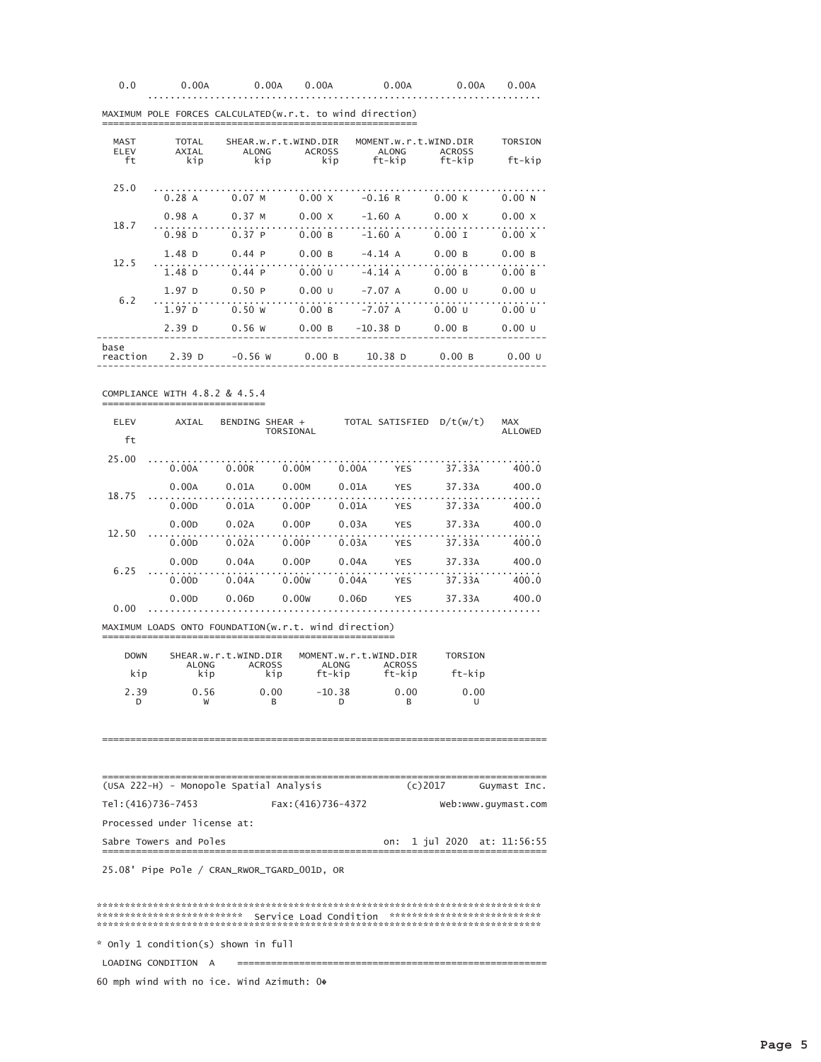| 0.0 | 0.00A | 0.00A | 0.00A | 0.00A | 0.00A | 0.00A |
|---|---|---|---|---|---|---|

## MAXIMUM POLE FORCES CALCULATED(w.r.t. to wind direction)

| MAST ELEV ft | TOTAL AXIAL kip | SHEAR.w.r.t.WIND.DIR ALONG kip | ACROSS kip | MOMENT.w.r.t.WIND.DIR ALONG ft-kip | ACROSS ft-kip | TORSION ft-kip |
|---|---|---|---|---|---|---|
| 25.0 | | | | | | |
| | 0.28 A | 0.07 M | 0.00 X | -0.16 R | 0.00 K | 0.00 N |
| | 0.98 A | 0.37 M | 0.00 X | -1.60 A | 0.00 X | 0.00 X |
| 18.7 | | | | | | |
| | 0.98 D | 0.37 P | 0.00 B | -1.60 A | 0.00 I | 0.00 X |
| | 1.48 D | 0.44 P | 0.00 B | -4.14 A | 0.00 B | 0.00 B |
| 12.5 | | | | | | |
| | 1.48 D | 0.44 P | 0.00 U | -4.14 A | 0.00 B | 0.00 B |
| | 1.97 D | 0.50 P | 0.00 U | -7.07 A | 0.00 U | 0.00 U |
| 6.2 | | | | | | |
| | 1.97 D | 0.50 W | 0.00 B | -7.07 A | 0.00 U | 0.00 U |
| | 2.39 D | 0.56 W | 0.00 B | -10.38 D | 0.00 B | 0.00 U |
| base reaction | 2.39 D | -0.56 W | 0.00 B | 10.38 D | 0.00 B | 0.00 U |

## COMPLIANCE WITH 4.8.2 & 4.5.4

| ELEV ft | AXIAL | BENDING | SHEAR + TORSIONAL | TOTAL | SATISFIED | D/t(w/t) | MAX ALLOWED |
|---|---|---|---|---|---|---|---|
| 25.00 | | | | | | | |
| | 0.00A | 0.00R | 0.00M | 0.00A | YES | 37.33A | 400.0 |
| | 0.00A | 0.01A | 0.00M | 0.01A | YES | 37.33A | 400.0 |
| 18.75 | | | | | | | |
| | 0.00D | 0.01A | 0.00P | 0.01A | YES | 37.33A | 400.0 |
| | 0.00D | 0.02A | 0.00P | 0.03A | YES | 37.33A | 400.0 |
| 12.50 | | | | | | | |
| | 0.00D | 0.02A | 0.00P | 0.03A | YES | 37.33A | 400.0 |
| | 0.00D | 0.04A | 0.00P | 0.04A | YES | 37.33A | 400.0 |
| 6.25 | | | | | | | |
| | 0.00D | 0.04A | 0.00W | 0.04A | YES | 37.33A | 400.0 |
| | 0.00D | 0.06D | 0.00W | 0.06D | YES | 37.33A | 400.0 |
| 0.00 | | | | | | | |

## MAXIMUM LOADS ONTO FOUNDATION(w.r.t. wind direction)

| DOWN kip | SHEAR.w.r.t.WIND.DIR ALONG kip | ACROSS kip | MOMENT.w.r.t.WIND.DIR ALONG ft-kip | ACROSS ft-kip | TORSION ft-kip |
|---|---|---|---|---|---|
| 2.39 D | 0.56 W | 0.00 B | -10.38 D | 0.00 B | 0.00 U |

---

(USA 222-H) - Monopole Spatial Analysis (c)2017 Guymast Inc.

Tel:(416)736-7453 Fax:(416)736-4372 Web:www.guymast.com

Processed under license at:

Sabre Towers and Poles on: 1 jul 2020 at: 11:56:55

---

25.08' Pipe Pole / CRAN_RWOR_TGARD_001D, OR

## Service Load Condition

\* Only 1 condition(s) shown in full

LOADING CONDITION A

60 mph wind with no ice. Wind Azimuth: 0♦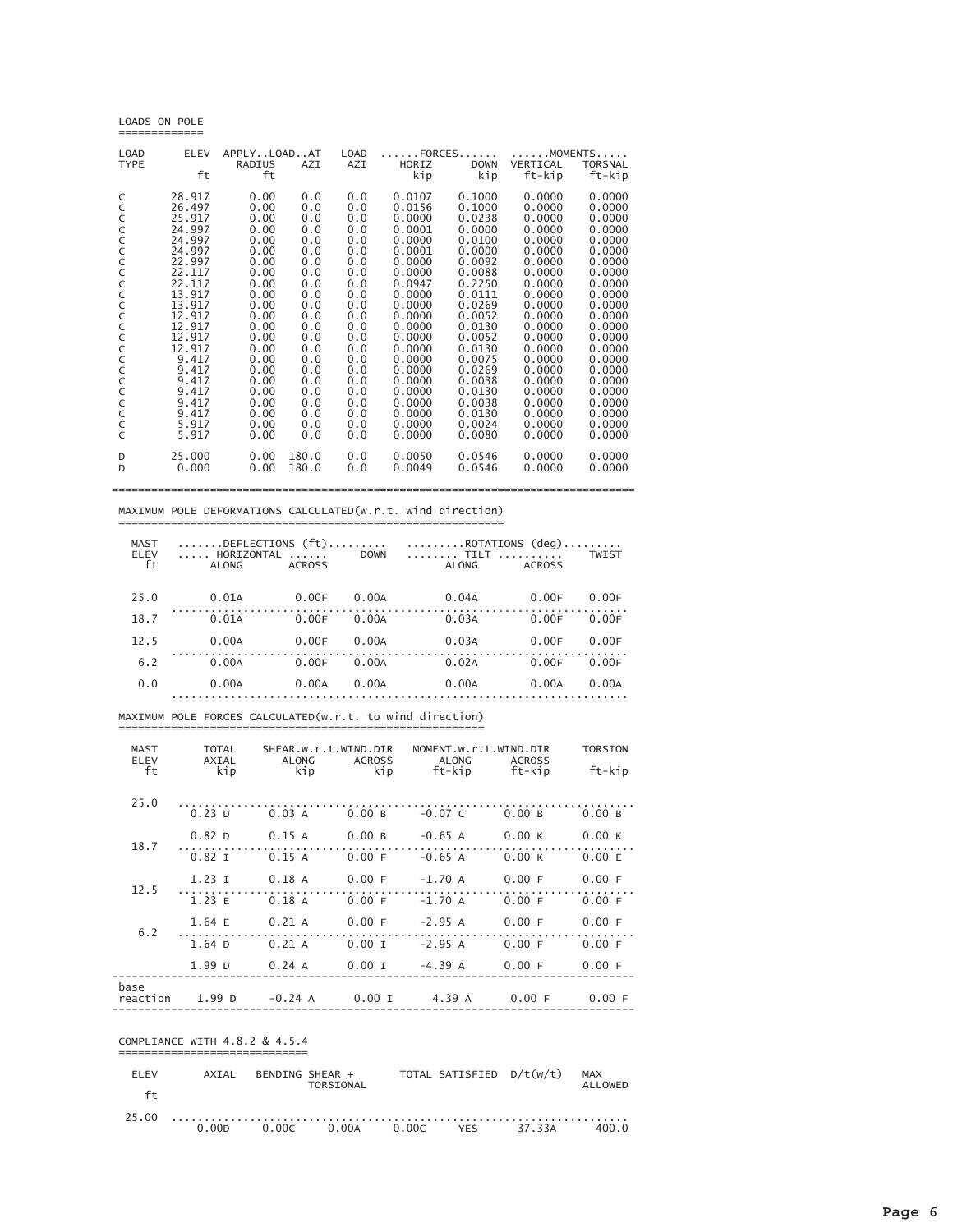## LOADS ON POLE

| LOAD TYPE | ELEV ft | APPLY..LOAD..AT RADIUS ft | AZI | LOAD AZI | ......FORCES...... HORIZ kip | DOWN kip | ......MOMENTS..... VERTICAL ft-kip | TORSNAL ft-kip |
|---|---|---|---|---|---|---|---|---|
| C | 28.917 | 0.00 | 0.0 | 0.0 | 0.0107 | 0.1000 | 0.0000 | 0.0000 |
| C | 26.497 | 0.00 | 0.0 | 0.0 | 0.0156 | 0.1000 | 0.0000 | 0.0000 |
| C | 25.917 | 0.00 | 0.0 | 0.0 | 0.0000 | 0.0238 | 0.0000 | 0.0000 |
| C | 24.997 | 0.00 | 0.0 | 0.0 | 0.0001 | 0.0000 | 0.0000 | 0.0000 |
| C | 24.997 | 0.00 | 0.0 | 0.0 | 0.0000 | 0.0100 | 0.0000 | 0.0000 |
| C | 24.997 | 0.00 | 0.0 | 0.0 | 0.0001 | 0.0000 | 0.0000 | 0.0000 |
| C | 22.997 | 0.00 | 0.0 | 0.0 | 0.0000 | 0.0092 | 0.0000 | 0.0000 |
| C | 22.117 | 0.00 | 0.0 | 0.0 | 0.0000 | 0.0088 | 0.0000 | 0.0000 |
| C | 22.117 | 0.00 | 0.0 | 0.0 | 0.0947 | 0.2250 | 0.0000 | 0.0000 |
| C | 13.917 | 0.00 | 0.0 | 0.0 | 0.0000 | 0.0111 | 0.0000 | 0.0000 |
| C | 13.917 | 0.00 | 0.0 | 0.0 | 0.0000 | 0.0269 | 0.0000 | 0.0000 |
| C | 12.917 | 0.00 | 0.0 | 0.0 | 0.0000 | 0.0052 | 0.0000 | 0.0000 |
| C | 12.917 | 0.00 | 0.0 | 0.0 | 0.0000 | 0.0130 | 0.0000 | 0.0000 |
| C | 12.917 | 0.00 | 0.0 | 0.0 | 0.0000 | 0.0052 | 0.0000 | 0.0000 |
| C | 12.917 | 0.00 | 0.0 | 0.0 | 0.0000 | 0.0130 | 0.0000 | 0.0000 |
| C | 9.417 | 0.00 | 0.0 | 0.0 | 0.0000 | 0.0075 | 0.0000 | 0.0000 |
| C | 9.417 | 0.00 | 0.0 | 0.0 | 0.0000 | 0.0269 | 0.0000 | 0.0000 |
| C | 9.417 | 0.00 | 0.0 | 0.0 | 0.0000 | 0.0038 | 0.0000 | 0.0000 |
| C | 9.417 | 0.00 | 0.0 | 0.0 | 0.0000 | 0.0130 | 0.0000 | 0.0000 |
| C | 9.417 | 0.00 | 0.0 | 0.0 | 0.0000 | 0.0038 | 0.0000 | 0.0000 |
| C | 9.417 | 0.00 | 0.0 | 0.0 | 0.0000 | 0.0130 | 0.0000 | 0.0000 |
| C | 5.917 | 0.00 | 0.0 | 0.0 | 0.0000 | 0.0024 | 0.0000 | 0.0000 |
| C | 5.917 | 0.00 | 0.0 | 0.0 | 0.0000 | 0.0080 | 0.0000 | 0.0000 |
| D | 25.000 | 0.00 | 180.0 | 0.0 | 0.0050 | 0.0546 | 0.0000 | 0.0000 |
| D | 0.000 | 0.00 | 180.0 | 0.0 | 0.0049 | 0.0546 | 0.0000 | 0.0000 |

## MAXIMUM POLE DEFORMATIONS CALCULATED(w.r.t. wind direction)

| MAST ELEV ft | .......DEFLECTIONS (ft)......... ..... HORIZONTAL ...... ALONG | ACROSS | DOWN | .........ROTATIONS (deg)......... ........ TILT .......... ALONG | ACROSS | TWIST |
|---|---|---|---|---|---|---|
| 25.0 | 0.01A | 0.00F | 0.00A | 0.04A | 0.00F | 0.00F |
| 18.7 | 0.01A | 0.00F | 0.00A | 0.03A | 0.00F | 0.00F |
| 12.5 | 0.00A | 0.00F | 0.00A | 0.03A | 0.00F | 0.00F |
| 6.2 | 0.00A | 0.00F | 0.00A | 0.02A | 0.00F | 0.00F |
| 0.0 | 0.00A | 0.00A | 0.00A | 0.00A | 0.00A | 0.00A |

## MAXIMUM POLE FORCES CALCULATED(w.r.t. to wind direction)

| MAST ELEV ft | TOTAL AXIAL kip | SHEAR.w.r.t.WIND.DIR ALONG kip | ACROSS kip | MOMENT.w.r.t.WIND.DIR ALONG ft-kip | ACROSS ft-kip | TORSION ft-kip |
|---|---|---|---|---|---|---|
| 25.0 | | | | | | |
| | 0.23 D | 0.03 A | 0.00 B | -0.07 C | 0.00 B | 0.00 B |
| | 0.82 D | 0.15 A | 0.00 B | -0.65 A | 0.00 K | 0.00 K |
| 18.7 | | | | | | |
| | 0.82 I | 0.15 A | 0.00 F | -0.65 A | 0.00 K | 0.00 E |
| | 1.23 I | 0.18 A | 0.00 F | -1.70 A | 0.00 F | 0.00 F |
| 12.5 | | | | | | |
| | 1.23 E | 0.18 A | 0.00 F | -1.70 A | 0.00 F | 0.00 F |
| | 1.64 E | 0.21 A | 0.00 F | -2.95 A | 0.00 F | 0.00 F |
| 6.2 | | | | | | |
| | 1.64 D | 0.21 A | 0.00 I | -2.95 A | 0.00 F | 0.00 F |
| | 1.99 D | 0.24 A | 0.00 I | -4.39 A | 0.00 F | 0.00 F |
| base reaction | 1.99 D | -0.24 A | 0.00 I | 4.39 A | 0.00 F | 0.00 F |

## COMPLIANCE WITH 4.8.2 & 4.5.4

| ELEV ft | AXIAL | BENDING | SHEAR + TORSIONAL | TOTAL | SATISFIED | D/t(w/t) | MAX ALLOWED |
|---|---|---|---|---|---|---|---|
| 25.00 | | | | | | | |
| | 0.00D | 0.00C | 0.00A | 0.00C | YES | 37.33A | 400.0 |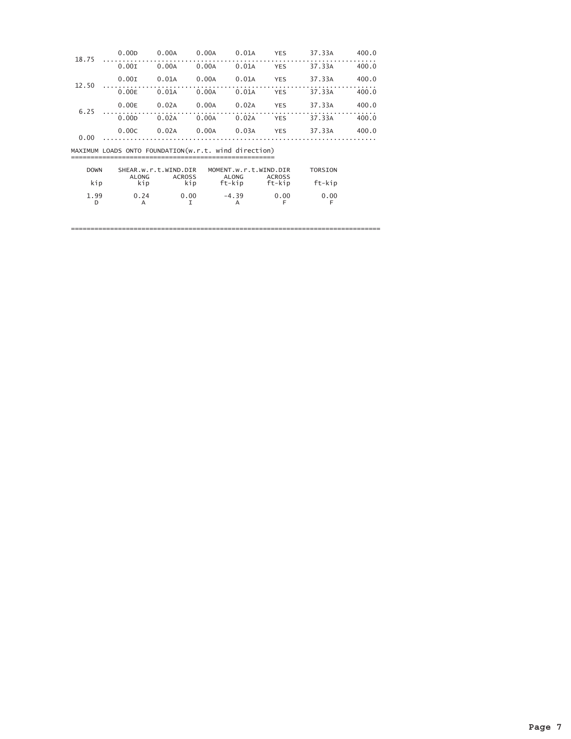| | | | | | | | |
|---|---|---|---|---|---|---|---|
| 18.75 | 0.00D | 0.00A | 0.00A | 0.01A | YES | 37.33A | 400.0 |
| | 0.00I | 0.00A | 0.00A | 0.01A | YES | 37.33A | 400.0 |
| 12.50 | 0.00I | 0.01A | 0.00A | 0.01A | YES | 37.33A | 400.0 |
| | 0.00E | 0.01A | 0.00A | 0.01A | YES | 37.33A | 400.0 |
| 6.25 | 0.00E | 0.02A | 0.00A | 0.02A | YES | 37.33A | 400.0 |
| | 0.00D | 0.02A | 0.00A | 0.02A | YES | 37.33A | 400.0 |
| 0.00 | 0.00C | 0.02A | 0.00A | 0.03A | YES | 37.33A | 400.0 |

MAXIMUM LOADS ONTO FOUNDATION(w.r.t. wind direction)

| DOWN | SHEAR.w.r.t.WIND.DIR | | MOMENT.w.r.t.WIND.DIR | | TORSION |
|---|---|---|---|---|---|
| | ALONG | ACROSS | ALONG | ACROSS | |
| kip | kip | kip | ft-kip | ft-kip | ft-kip |
| 1.99 | 0.24 | 0.00 | -4.39 | 0.00 | 0.00 |
| D | A | I | A | F | F |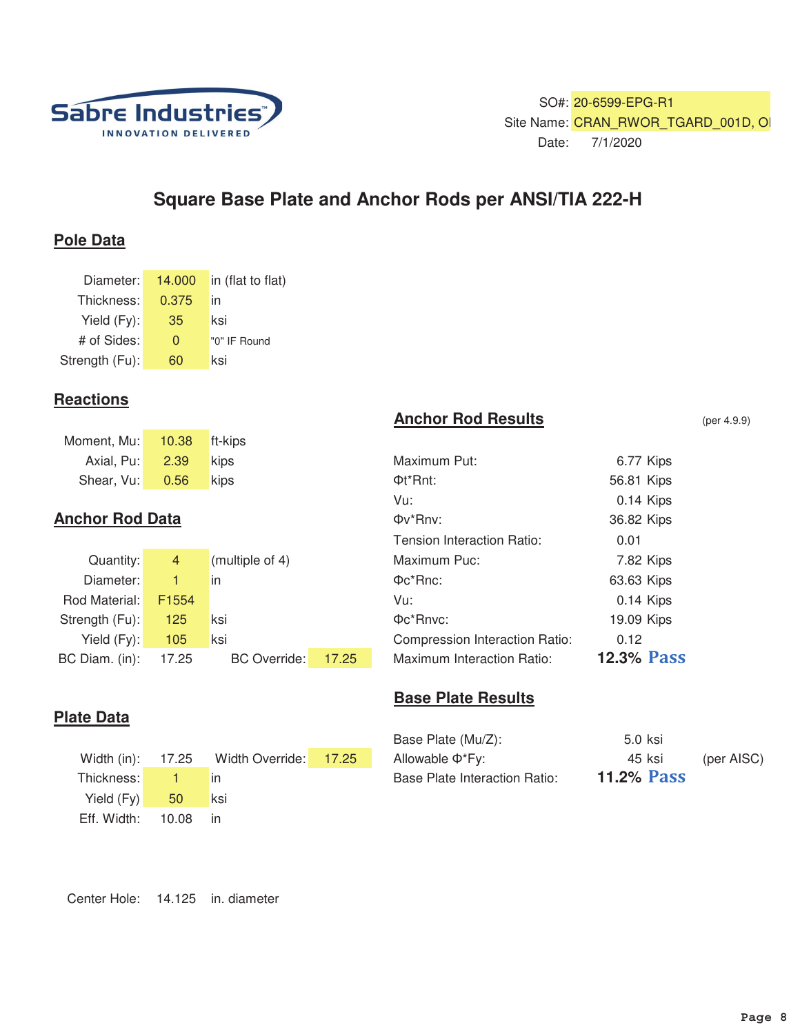Sabre Industries
INNOVATION DELIVERED

SO#: 20-6599-EPG-R1
Site Name: CRAN_RWOR_TGARD_001D, OI
Date: 7/1/2020

# Square Base Plate and Anchor Rods per ANSI/TIA 222-H

## Pole Data

| | | |
|---|---|---|
| Diameter: | 14.000 | in (flat to flat) |
| Thickness: | 0.375 | in |
| Yield (Fy): | 35 | ksi |
| # of Sides: | 0 | "0" IF Round |
| Strength (Fu): | 60 | ksi |

## Reactions

| | | |
|---|---|---|
| Moment, Mu: | 10.38 | ft-kips |
| Axial, Pu: | 2.39 | kips |
| Shear, Vu: | 0.56 | kips |

## Anchor Rod Data

| | | | |
|---|---|---|---|
| Quantity: | 4 | (multiple of 4) | |
| Diameter: | 1 | in | |
| Rod Material: | F1554 | | |
| Strength (Fu): | 125 | ksi | |
| Yield (Fy): | 105 | ksi | |
| BC Diam. (in): | 17.25 | BC Override: | 17.25 |

## Plate Data

| | | | |
|---|---|---|---|
| Width (in): | 17.25 | Width Override: | 17.25 |
| Thickness: | 1 | in | |
| Yield (Fy) | 50 | ksi | |
| Eff. Width: | 10.08 | in | |

Center Hole: 14.125 in. diameter

## Anchor Rod Results

(per 4.9.9)

| | | |
|---|---|---|
| Maximum Put: | 6.77 | Kips |
| Φt*Rnt: | 56.81 | Kips |
| Vu: | 0.14 | Kips |
| Φv*Rnv: | 36.82 | Kips |
| Tension Interaction Ratio: | 0.01 | |
| Maximum Puc: | 7.82 | Kips |
| Φc*Rnc: | 63.63 | Kips |
| Vu: | 0.14 | Kips |
| Φc*Rnvc: | 19.09 | Kips |
| Compression Interaction Ratio: | 0.12 | |
| Maximum Interaction Ratio: | **12.3%** | **Pass** |

## Base Plate Results

| | | |
|---|---|---|
| Base Plate (Mu/Z): | 5.0 | ksi |
| Allowable Φ*Fy: | 45 | ksi (per AISC) |
| Base Plate Interaction Ratio: | **11.2%** | **Pass** |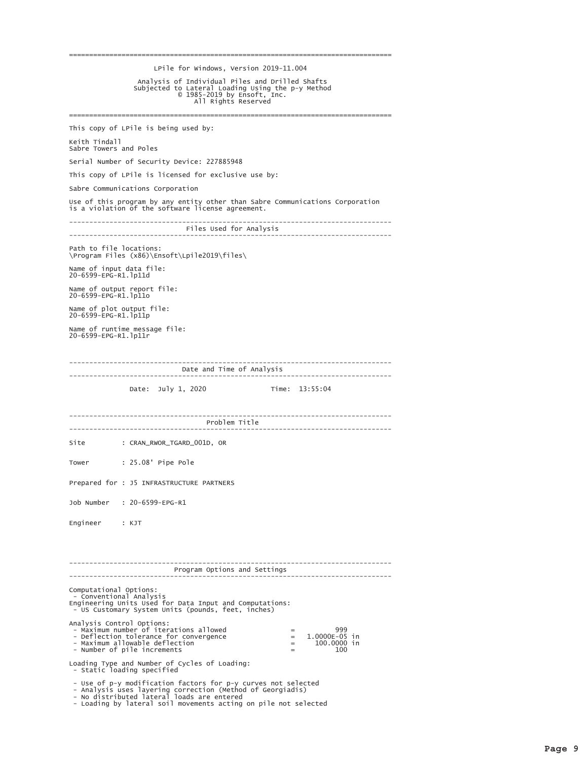===============================================================================

LPile for Windows, Version 2019-11.004

Analysis of Individual Piles and Drilled Shafts
Subjected to Lateral Loading Using the p-y Method
© 1985-2019 by Ensoft, Inc.
All Rights Reserved

===============================================================================

This copy of LPile is being used by:

Keith Tindall
Sabre Towers and Poles

Serial Number of Security Device: 227885948

This copy of LPile is licensed for exclusive use by:

Sabre Communications Corporation

Use of this program by any entity other than Sabre Communications Corporation is a violation of the software license agreement.

---

## Files Used for Analysis

---

Path to file locations:
\Program Files (x86)\Ensoft\Lpile2019\files\

Name of input data file:
20-6599-EPG-R1.lp11d

Name of output report file:
20-6599-EPG-R1.lp11o

Name of plot output file:
20-6599-EPG-R1.lp11p

Name of runtime message file:
20-6599-EPG-R1.lp11r

---

## Date and Time of Analysis

---

Date: July 1, 2020          Time: 13:55:04

---

## Problem Title

---

Site : CRAN_RWOR_TGARD_001D, OR

Tower : 25.08' Pipe Pole

Prepared for : J5 INFRASTRUCTURE PARTNERS

Job Number : 20-6599-EPG-R1

Engineer : KJT

---

## Program Options and Settings

---

Computational Options:
- Conventional Analysis

Engineering Units Used for Data Input and Computations:
- US Customary System Units (pounds, feet, inches)

Analysis Control Options:

```
 - Maximum number of iterations allowed            =          999
 - Deflection tolerance for convergence            =  1.0000E-05 in
 - Maximum allowable deflection                    =    100.0000 in
 - Number of pile increments                       =          100
```

Loading Type and Number of Cycles of Loading:
- Static loading specified

- Use of p-y modification factors for p-y curves not selected
- Analysis uses layering correction (Method of Georgiadis)
- No distributed lateral loads are entered
- Loading by lateral soil movements acting on pile not selected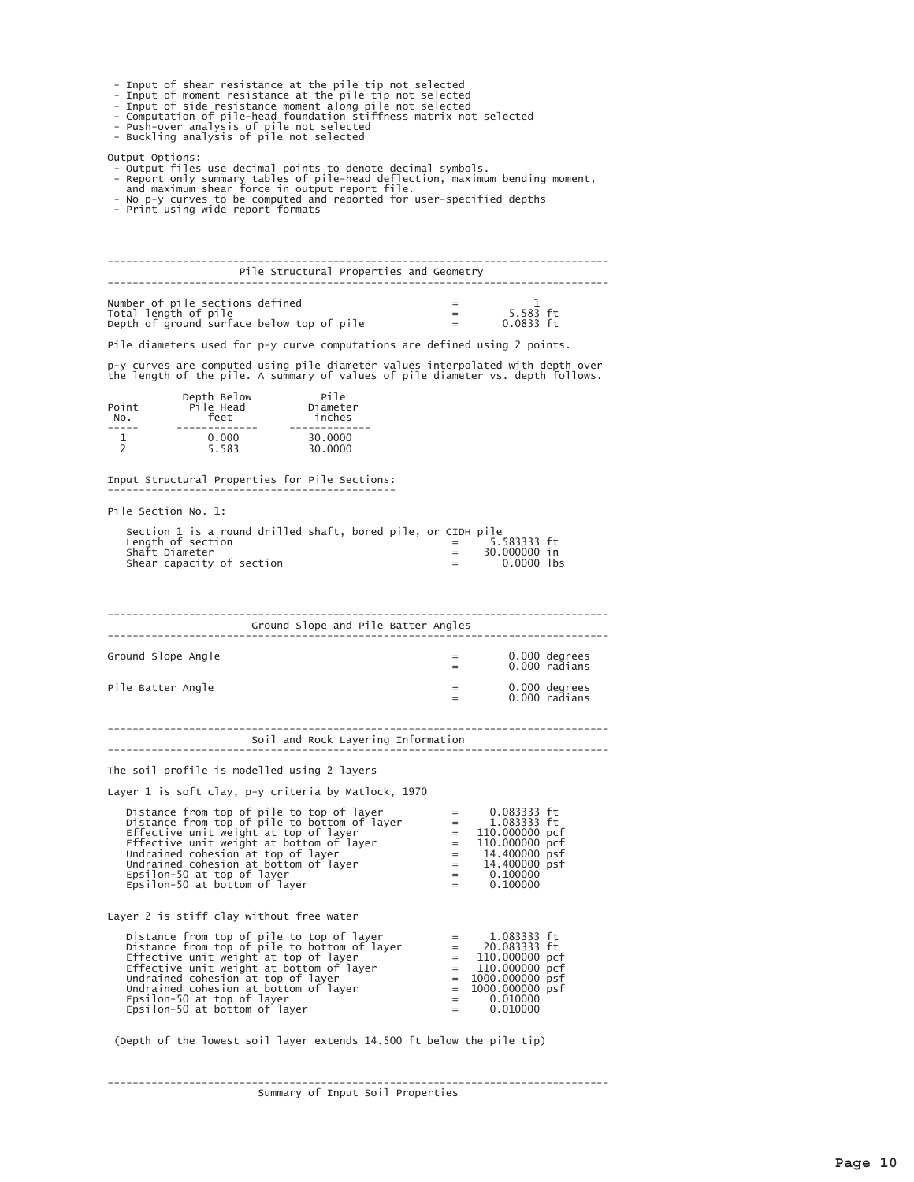- Input of shear resistance at the pile tip not selected
- Input of moment resistance at the pile tip not selected
- Input of side resistance moment along pile not selected
- Computation of pile-head foundation stiffness matrix not selected
- Push-over analysis of pile not selected
- Buckling analysis of pile not selected

Output Options:

- Output files use decimal points to denote decimal symbols.
- Report only summary tables of pile-head deflection, maximum bending moment, and maximum shear force in output report file.
- No p-y curves to be computed and reported for user-specified depths
- Print using wide report formats

---

## Pile Structural Properties and Geometry

---

```
Number of pile sections defined                          =          1
Total length of pile                                     =       5.583 ft
Depth of ground surface below top of pile                =      0.0833 ft
```

Pile diameters used for p-y curve computations are defined using 2 points.

p-y curves are computed using pile diameter values interpolated with depth over the length of the pile. A summary of values of pile diameter vs. depth follows.

| Point No. | Depth Below Pile Head feet | Pile Diameter inches |
|---|---|---|
| 1 | 0.000 | 30.0000 |
| 2 | 5.583 | 30.0000 |

Input Structural Properties for Pile Sections:

Pile Section No. 1:

```
   Section 1 is a round drilled shaft, bored pile, or CIDH pile
   Length of section                                     =     5.583333 ft
   Shaft Diameter                                        =    30.000000 in
   Shear capacity of section                             =       0.0000 lbs
```

---

## Ground Slope and Pile Batter Angles

---

```
Ground Slope Angle                                       =        0.000 degrees
                                                         =        0.000 radians

Pile Batter Angle                                        =        0.000 degrees
                                                         =        0.000 radians
```

---

## Soil and Rock Layering Information

---

The soil profile is modelled using 2 layers

Layer 1 is soft clay, p-y criteria by Matlock, 1970

```
   Distance from top of pile to top of layer             =     0.083333 ft
   Distance from top of pile to bottom of layer          =     1.083333 ft
   Effective unit weight at top of layer                 =   110.000000 pcf
   Effective unit weight at bottom of layer              =   110.000000 pcf
   Undrained cohesion at top of layer                    =    14.400000 psf
   Undrained cohesion at bottom of layer                 =    14.400000 psf
   Epsilon-50 at top of layer                            =     0.100000
   Epsilon-50 at bottom of layer                         =     0.100000
```

Layer 2 is stiff clay without free water

```
   Distance from top of pile to top of layer             =     1.083333 ft
   Distance from top of pile to bottom of layer          =    20.083333 ft
   Effective unit weight at top of layer                 =   110.000000 pcf
   Effective unit weight at bottom of layer              =   110.000000 pcf
   Undrained cohesion at top of layer                    =  1000.000000 psf
   Undrained cohesion at bottom of layer                 =  1000.000000 psf
   Epsilon-50 at top of layer                            =     0.010000
   Epsilon-50 at bottom of layer                         =     0.010000
```

(Depth of the lowest soil layer extends 14.500 ft below the pile tip)

---

## Summary of Input Soil Properties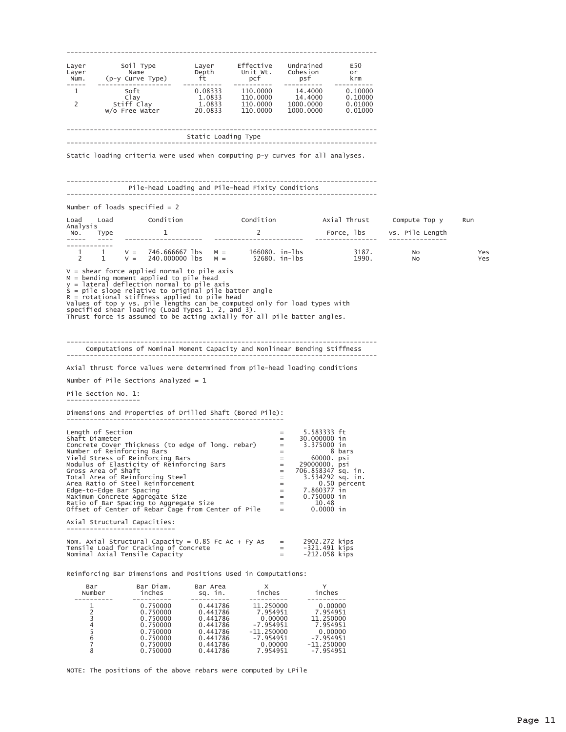| Layer Num. | Soil Type Name (p-y Curve Type) | Layer Depth ft | Effective Unit Wt. pcf | Undrained Cohesion psf | E50 or krm |
|---|---|---|---|---|---|
| 1 | Soft | 0.08333 | 110.0000 | 14.4000 | 0.10000 |
| | Clay | 1.0833 | 110.0000 | 14.4000 | 0.10000 |
| 2 | Stiff Clay | 1.0833 | 110.0000 | 1000.0000 | 0.01000 |
| | w/o Free Water | 20.0833 | 110.0000 | 1000.0000 | 0.01000 |

## Static Loading Type

Static loading criteria were used when computing p-y curves for all analyses.

## Pile-head Loading and Pile-head Fixity Conditions

Number of loads specified = 2

| Load No. | Load Type | Condition 1 | Condition 2 | Axial Thrust Force, lbs | Compute Top y vs. Pile Length | Run Analysis |
|---|---|---|---|---|---|---|
| 1 | 1 | V = 746.666667 lbs | M = 166080. in-lbs | 3187. | No | Yes |
| 2 | 1 | V = 240.000000 lbs | M = 52680. in-lbs | 1990. | No | Yes |

V = shear force applied normal to pile axis
M = bending moment applied to pile head
y = lateral deflection normal to pile axis
S = pile slope relative to original pile batter angle
R = rotational stiffness applied to pile head
Values of top y vs. pile lengths can be computed only for load types with specified shear loading (Load Types 1, 2, and 3).
Thrust force is assumed to be acting axially for all pile batter angles.

## Computations of Nominal Moment Capacity and Nonlinear Bending Stiffness

Axial thrust force values were determined from pile-head loading conditions

Number of Pile Sections Analyzed = 1

### Pile Section No. 1:

Dimensions and Properties of Drilled Shaft (Bored Pile):

| Property | | Value |
|---|---|---|
| Length of Section | = | 5.583333 ft |
| Shaft Diameter | = | 30.000000 in |
| Concrete Cover Thickness (to edge of long. rebar) | = | 3.375000 in |
| Number of Reinforcing Bars | = | 8 bars |
| Yield Stress of Reinforcing Bars | = | 60000. psi |
| Modulus of Elasticity of Reinforcing Bars | = | 29000000. psi |
| Gross Area of Shaft | = | 706.858347 sq. in. |
| Total Area of Reinforcing Steel | = | 3.534292 sq. in. |
| Area Ratio of Steel Reinforcement | = | 0.50 percent |
| Edge-to-Edge Bar Spacing | = | 7.860377 in |
| Maximum Concrete Aggregate Size | = | 0.750000 in |
| Ratio of Bar Spacing to Aggregate Size | = | 10.48 |
| Offset of Center of Rebar Cage from Center of Pile | = | 0.0000 in |

Axial Structural Capacities:

| Property | | Value |
|---|---|---|
| Nom. Axial Structural Capacity = 0.85 Fc Ac + Fy As | = | 2902.272 kips |
| Tensile Load for Cracking of Concrete | = | -321.491 kips |
| Nominal Axial Tensile Capacity | = | -212.058 kips |

Reinforcing Bar Dimensions and Positions Used in Computations:

| Bar Number | Bar Diam. inches | Bar Area sq. in. | X inches | Y inches |
|---|---|---|---|---|
| 1 | 0.750000 | 0.441786 | 11.250000 | 0.00000 |
| 2 | 0.750000 | 0.441786 | 7.954951 | 7.954951 |
| 3 | 0.750000 | 0.441786 | 0.00000 | 11.250000 |
| 4 | 0.750000 | 0.441786 | -7.954951 | 7.954951 |
| 5 | 0.750000 | 0.441786 | -11.250000 | 0.00000 |
| 6 | 0.750000 | 0.441786 | -7.954951 | -7.954951 |
| 7 | 0.750000 | 0.441786 | 0.00000 | -11.250000 |
| 8 | 0.750000 | 0.441786 | 7.954951 | -7.954951 |

NOTE: The positions of the above rebars were computed by LPile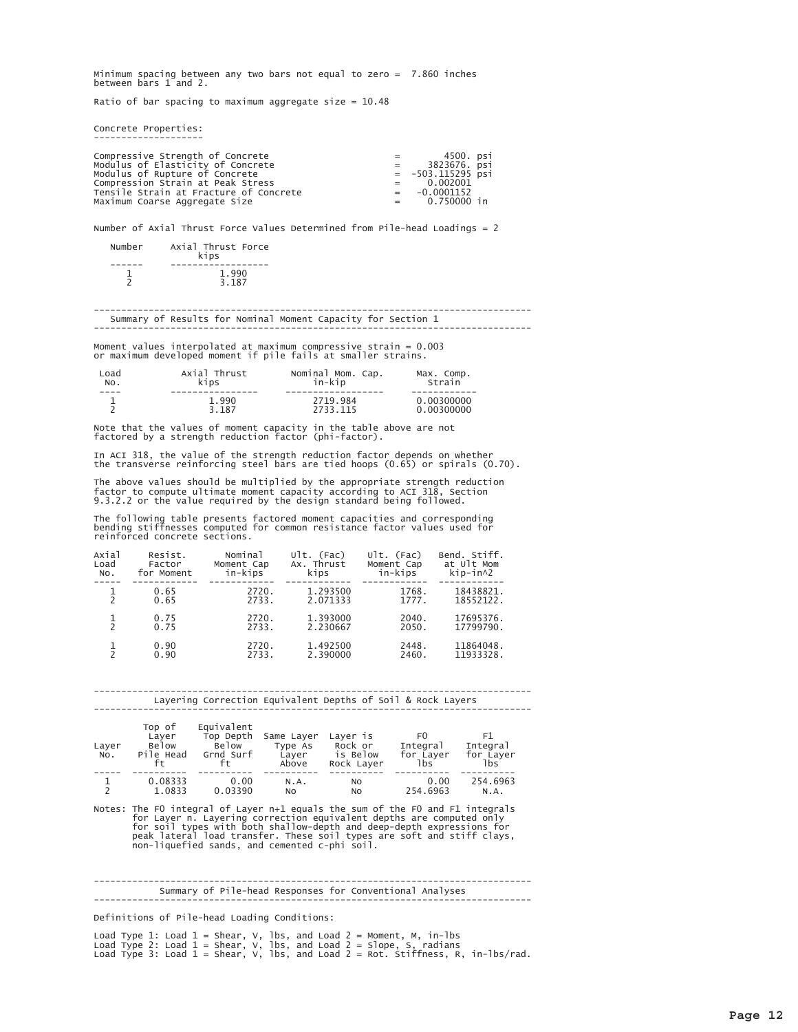Minimum spacing between any two bars not equal to zero = 7.860 inches between bars 1 and 2.

Ratio of bar spacing to maximum aggregate size = 10.48

## Concrete Properties:

| Property | | Value |
|---|---|---|
| Compressive Strength of Concrete | = | 4500. psi |
| Modulus of Elasticity of Concrete | = | 3823676. psi |
| Modulus of Rupture of Concrete | = | -503.115295 psi |
| Compression Strain at Peak Stress | = | 0.002001 |
| Tensile Strain at Fracture of Concrete | = | -0.0001152 |
| Maximum Coarse Aggregate Size | = | 0.750000 in |

Number of Axial Thrust Force Values Determined from Pile-head Loadings = 2

| Number | Axial Thrust Force kips |
|---|---|
| 1 | 1.990 |
| 2 | 3.187 |

## Summary of Results for Nominal Moment Capacity for Section 1

Moment values interpolated at maximum compressive strain = 0.003 or maximum developed moment if pile fails at smaller strains.

| Load No. | Axial Thrust kips | Nominal Mom. Cap. in-kip | Max. Comp. Strain |
|---|---|---|---|
| 1 | 1.990 | 2719.984 | 0.00300000 |
| 2 | 3.187 | 2733.115 | 0.00300000 |

Note that the values of moment capacity in the table above are not factored by a strength reduction factor (phi-factor).

In ACI 318, the value of the strength reduction factor depends on whether the transverse reinforcing steel bars are tied hoops (0.65) or spirals (0.70).

The above values should be multiplied by the appropriate strength reduction factor to compute ultimate moment capacity according to ACI 318, Section 9.3.2.2 or the value required by the design standard being followed.

The following table presents factored moment capacities and corresponding bending stiffnesses computed for common resistance factor values used for reinforced concrete sections.

| Axial Load No. | Resist. Factor for Moment | Nominal Moment Cap in-kips | Ult. (Fac) Ax. Thrust kips | Ult. (Fac) Moment Cap in-kips | Bend. Stiff. at Ult Mom kip-in^2 |
|---|---|---|---|---|---|
| 1 | 0.65 | 2720. | 1.293500 | 1768. | 18438821. |
| 2 | 0.65 | 2733. | 2.071333 | 1777. | 18552122. |
| 1 | 0.75 | 2720. | 1.393000 | 2040. | 17695376. |
| 2 | 0.75 | 2733. | 2.230667 | 2050. | 17799790. |
| 1 | 0.90 | 2720. | 1.492500 | 2448. | 11864048. |
| 2 | 0.90 | 2733. | 2.390000 | 2460. | 11933328. |

## Layering Correction Equivalent Depths of Soil & Rock Layers

| Layer No. | Top of Layer Below Pile Head ft | Equivalent Top Depth Below Grnd Surf ft | Same Layer Type As Layer Above | Layer is Rock or is Below Rock Layer | F0 Integral for Layer lbs | F1 Integral for Layer lbs |
|---|---|---|---|---|---|---|
| 1 | 0.08333 | 0.00 | N.A. | No | 0.00 | 254.6963 |
| 2 | 1.0833 | 0.03390 | No | No | 254.6963 | N.A. |

Notes: The F0 integral of Layer n+1 equals the sum of the F0 and F1 integrals for Layer n. Layering correction equivalent depths are computed only for soil types with both shallow-depth and deep-depth expressions for peak lateral load transfer. These soil types are soft and stiff clays, non-liquefied sands, and cemented c-phi soil.

## Summary of Pile-head Responses for Conventional Analyses

Definitions of Pile-head Loading Conditions:

Load Type 1: Load 1 = Shear, V, lbs, and Load 2 = Moment, M, in-lbs
Load Type 2: Load 1 = Shear, V, lbs, and Load 2 = Slope, S, radians
Load Type 3: Load 1 = Shear, V, lbs, and Load 2 = Rot. Stiffness, R, in-lbs/rad.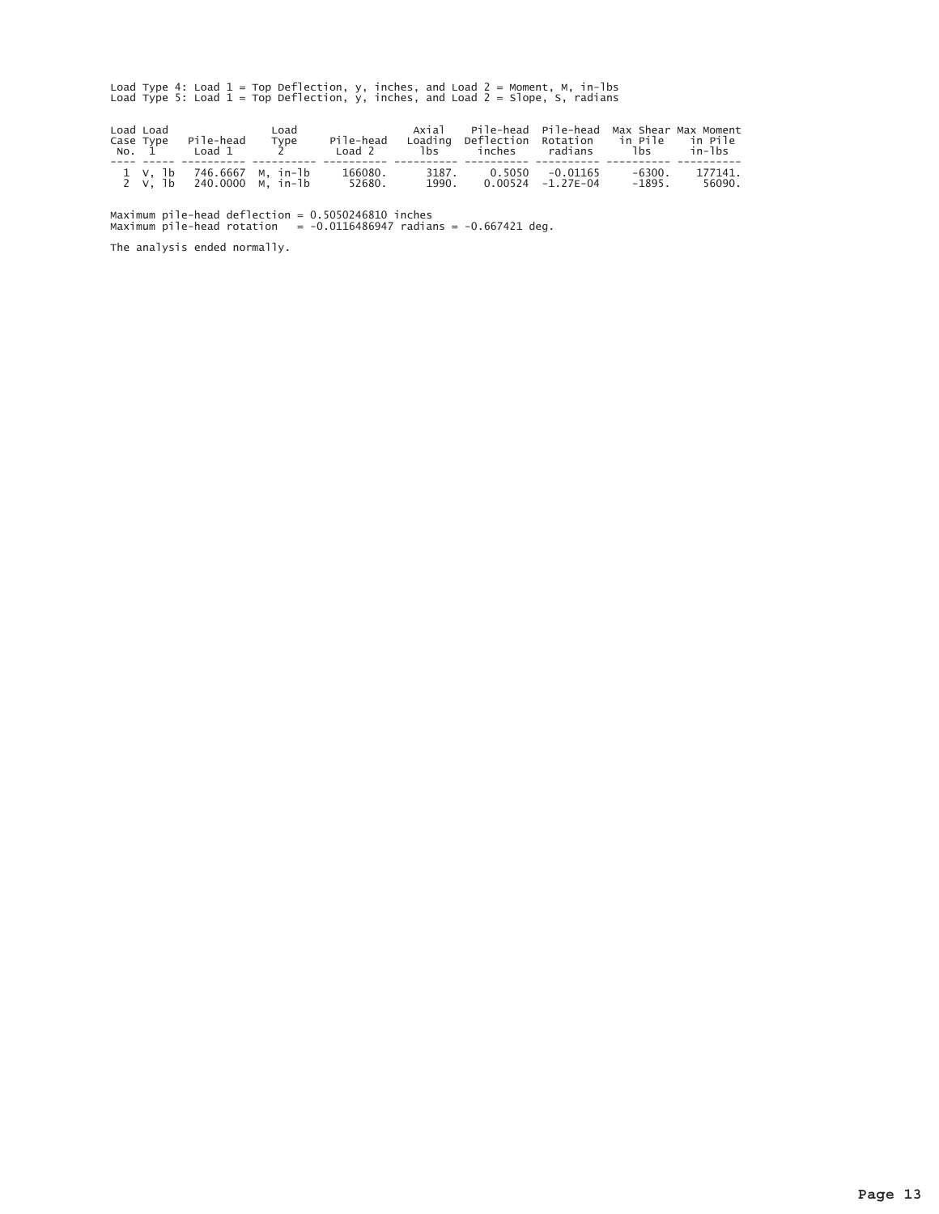Load Type 4: Load 1 = Top Deflection, y, inches, and Load 2 = Moment, M, in-lbs
Load Type 5: Load 1 = Top Deflection, y, inches, and Load 2 = Slope, S, radians

| Load Case No. | Load Type 1 | Pile-head Load 1 | Load Type 2 | Pile-head Load 2 | Axial Loading lbs | Pile-head Deflection inches | Pile-head Rotation radians | Max Shear in Pile lbs | Max Moment in Pile in-lbs |
|---|---|---|---|---|---|---|---|---|---|
| 1 | V, lb | 746.6667 | M, in-lb | 166080. | 3187. | 0.5050 | -0.01165 | -6300. | 177141. |
| 2 | V, lb | 240.0000 | M, in-lb | 52680. | 1990. | 0.00524 | -1.27E-04 | -1895. | 56090. |

Maximum pile-head deflection = 0.5050246810 inches
Maximum pile-head rotation = -0.0116486947 radians = -0.667421 deg.

The analysis ended normally.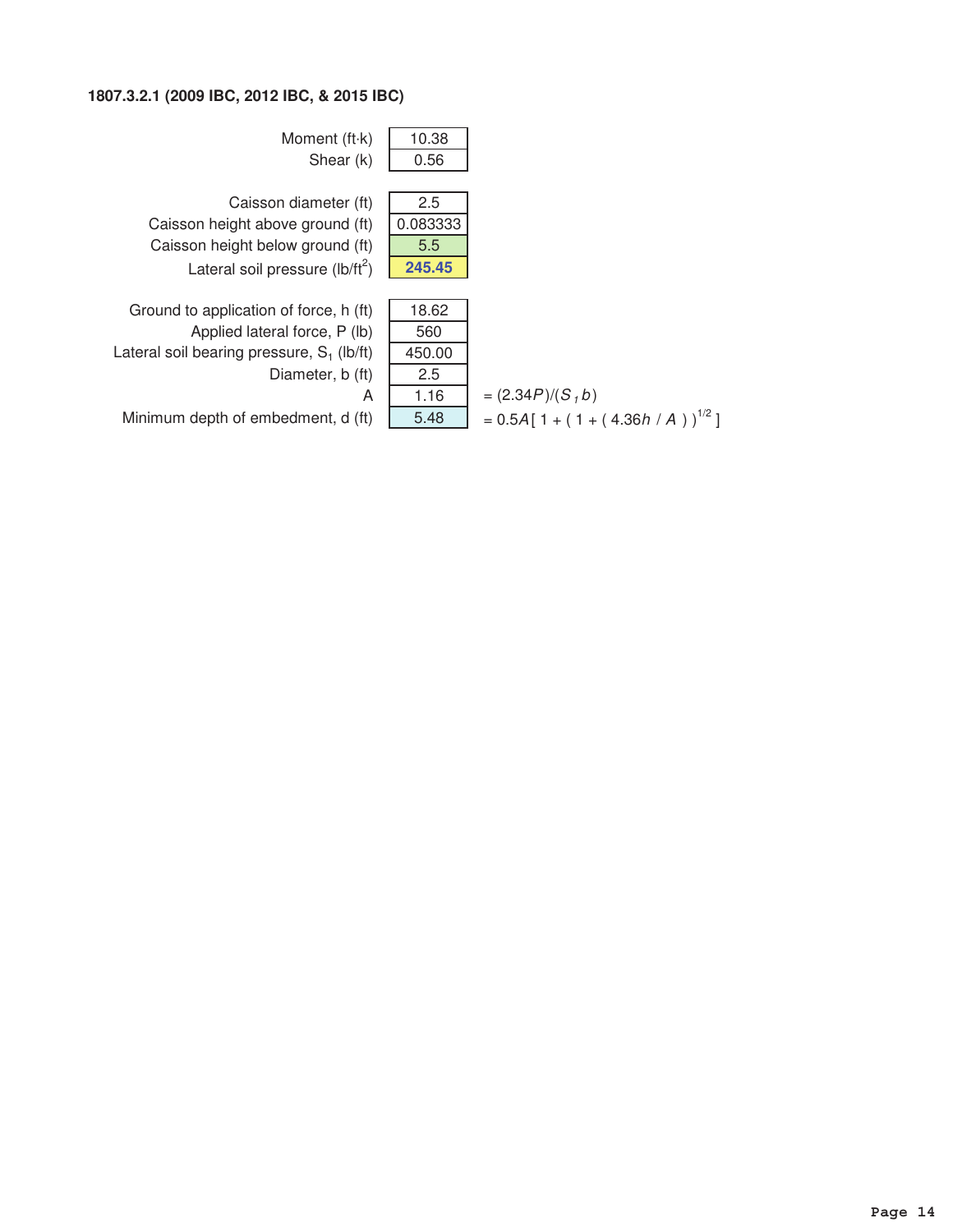**1807.3.2.1 (2009 IBC, 2012 IBC, & 2015 IBC)**

| | | |
|---|---|---|
| Moment (ft·k) | 10.38 | |
| Shear (k) | 0.56 | |
| | | |
| Caisson diameter (ft) | 2.5 | |
| Caisson height above ground (ft) | 0.083333 | |
| Caisson height below ground (ft) | 5.5 | |
| Lateral soil pressure (lb/ft$^2$) | **245.45** | |
| | | |
| Ground to application of force, h (ft) | 18.62 | |
| Applied lateral force, P (lb) | 560 | |
| Lateral soil bearing pressure, $S_1$ (lb/ft) | 450.00 | |
| Diameter, b (ft) | 2.5 | |
| A | 1.16 | $= (2.34P)/(S_1 b)$ |
| Minimum depth of embedment, d (ft) | 5.48 | $= 0.5A[\,1 + (\,1 + (\,4.36h\,/\,A\,)\,)^{1/2}\,]$ |